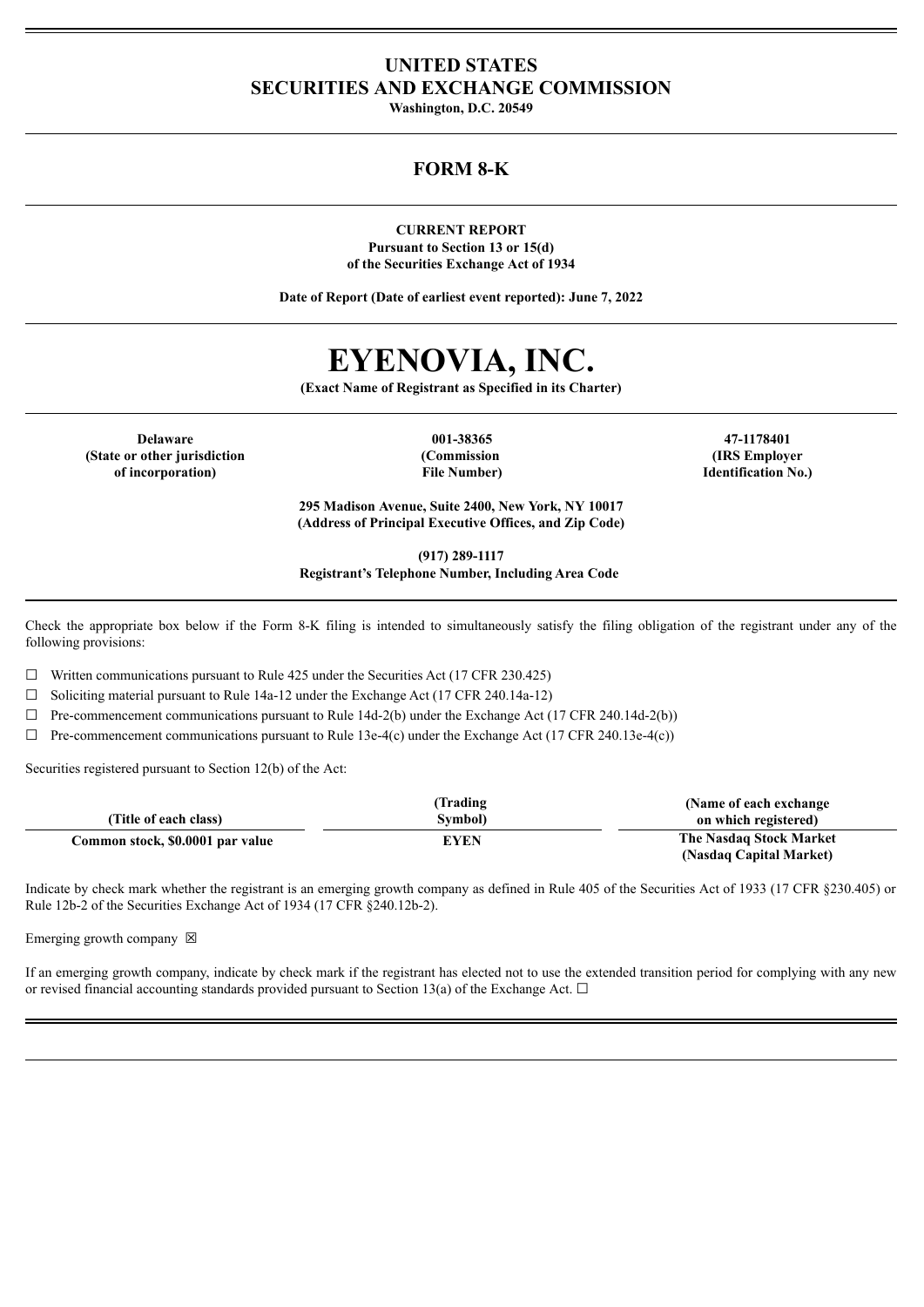# UNITED STATES
# SECURITIES AND EXCHANGE COMMISSION

**Washington, D.C. 20549**

## FORM 8-K

**CURRENT REPORT**
**Pursuant to Section 13 or 15(d)**
**of the Securities Exchange Act of 1934**

**Date of Report (Date of earliest event reported): June 7, 2022**

# EYENOVIA, INC.

**(Exact Name of Registrant as Specified in its Charter)**

| **Delaware** | **001-38365** | **47-1178401** |
|---|---|---|
| **(State or other jurisdiction of incorporation)** | **(Commission File Number)** | **(IRS Employer Identification No.)** |

**295 Madison Avenue, Suite 2400, New York, NY 10017**
**(Address of Principal Executive Offices, and Zip Code)**

**(917) 289-1117**
**Registrant's Telephone Number, Including Area Code**

Check the appropriate box below if the Form 8-K filing is intended to simultaneously satisfy the filing obligation of the registrant under any of the following provisions:

☐ Written communications pursuant to Rule 425 under the Securities Act (17 CFR 230.425)

☐ Soliciting material pursuant to Rule 14a-12 under the Exchange Act (17 CFR 240.14a-12)

☐ Pre-commencement communications pursuant to Rule 14d-2(b) under the Exchange Act (17 CFR 240.14d-2(b))

☐ Pre-commencement communications pursuant to Rule 13e-4(c) under the Exchange Act (17 CFR 240.13e-4(c))

Securities registered pursuant to Section 12(b) of the Act:

| (Title of each class) | (Trading Symbol) | (Name of each exchange on which registered) |
|---|---|---|
| **Common stock, $0.0001 par value** | **EYEN** | **The Nasdaq Stock Market (Nasdaq Capital Market)** |

Indicate by check mark whether the registrant is an emerging growth company as defined in Rule 405 of the Securities Act of 1933 (17 CFR §230.405) or Rule 12b-2 of the Securities Exchange Act of 1934 (17 CFR §240.12b-2).

Emerging growth company ☒

If an emerging growth company, indicate by check mark if the registrant has elected not to use the extended transition period for complying with any new or revised financial accounting standards provided pursuant to Section 13(a) of the Exchange Act. ☐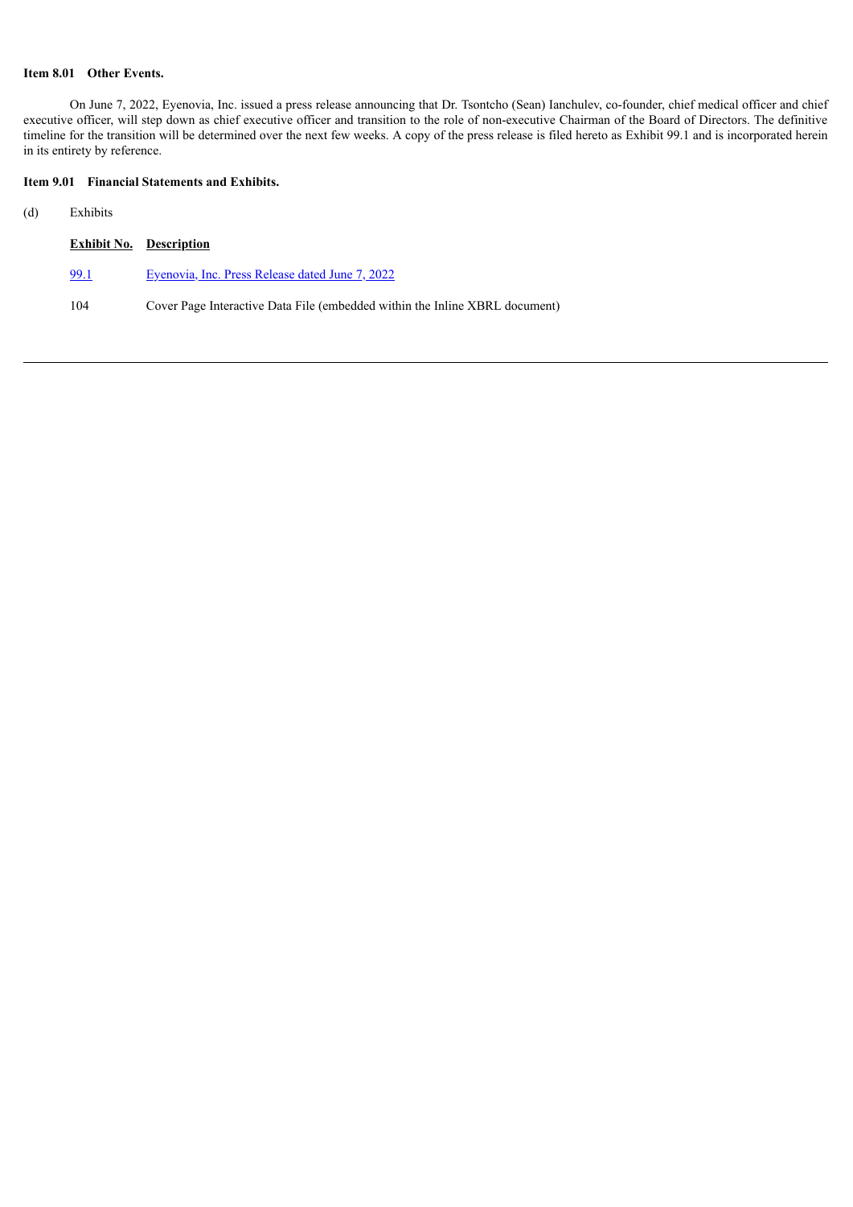**Item 8.01 Other Events.**

On June 7, 2022, Eyenovia, Inc. issued a press release announcing that Dr. Tsontcho (Sean) Ianchulev, co-founder, chief medical officer and chief executive officer, will step down as chief executive officer and transition to the role of non-executive Chairman of the Board of Directors. The definitive timeline for the transition will be determined over the next few weeks. A copy of the press release is filed hereto as Exhibit 99.1 and is incorporated herein in its entirety by reference.

**Item 9.01 Financial Statements and Exhibits.**

(d) Exhibits

| Exhibit No. | Description |
| --- | --- |
| 99.1 | Eyenovia, Inc. Press Release dated June 7, 2022 |
| 104 | Cover Page Interactive Data File (embedded within the Inline XBRL document) |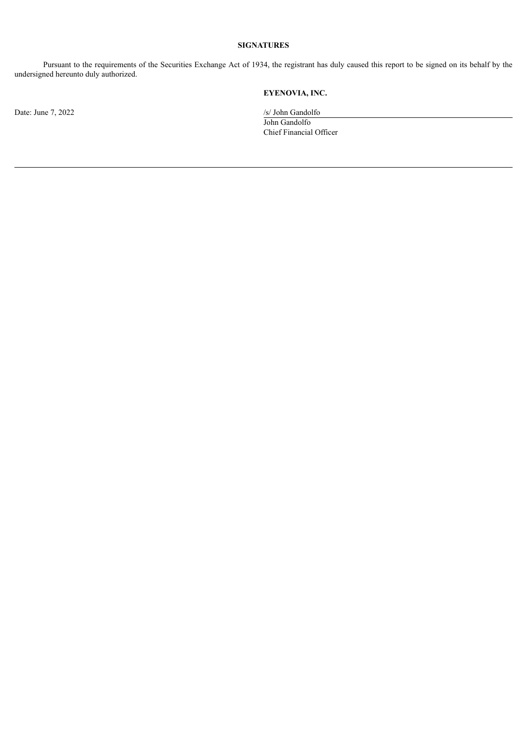**SIGNATURES**

Pursuant to the requirements of the Securities Exchange Act of 1934, the registrant has duly caused this report to be signed on its behalf by the undersigned hereunto duly authorized.

**EYENOVIA, INC.**

Date: June 7, 2022

/s/ John Gandolfo
John Gandolfo
Chief Financial Officer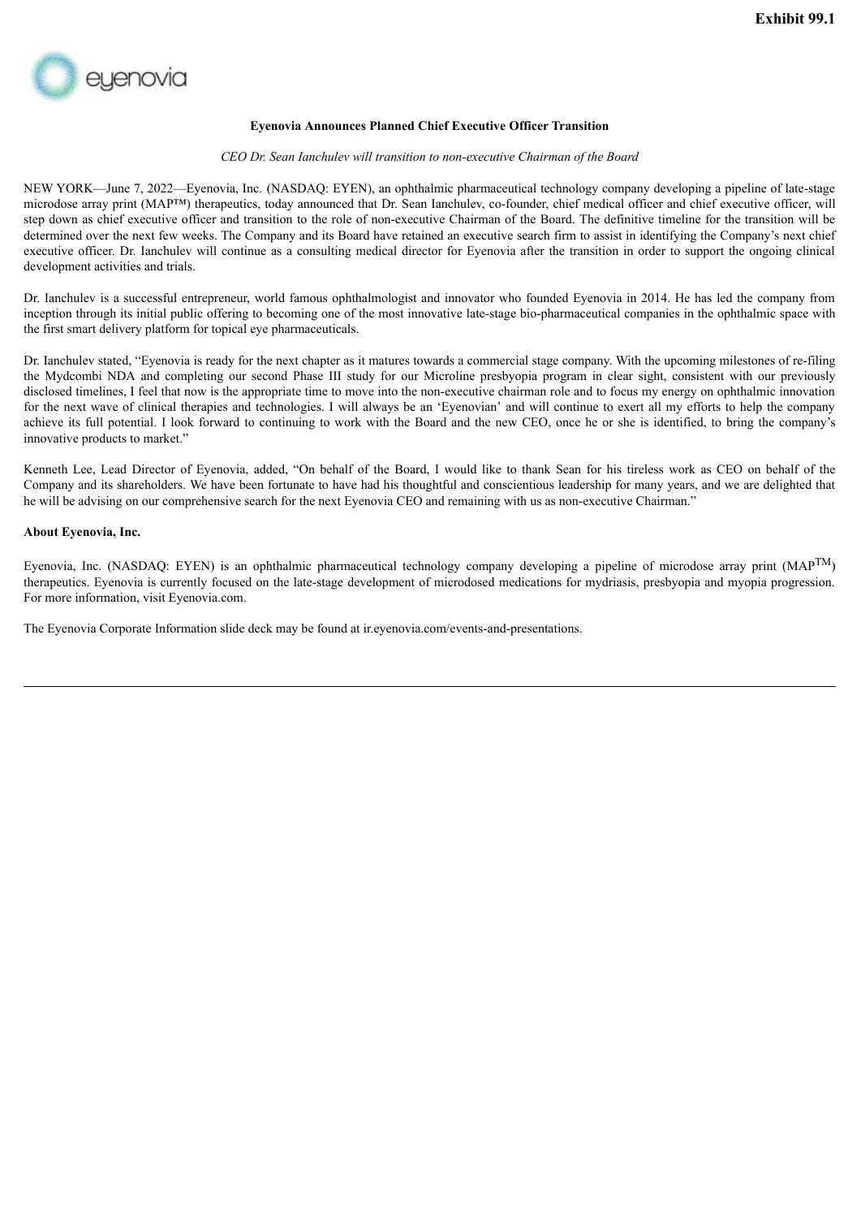**Exhibit 99.1**

eyenovia

**Eyenovia Announces Planned Chief Executive Officer Transition**

*CEO Dr. Sean Ianchulev will transition to non-executive Chairman of the Board*

NEW YORK—June 7, 2022—Eyenovia, Inc. (NASDAQ: EYEN), an ophthalmic pharmaceutical technology company developing a pipeline of late-stage microdose array print (MAP™) therapeutics, today announced that Dr. Sean Ianchulev, co-founder, chief medical officer and chief executive officer, will step down as chief executive officer and transition to the role of non-executive Chairman of the Board. The definitive timeline for the transition will be determined over the next few weeks. The Company and its Board have retained an executive search firm to assist in identifying the Company's next chief executive officer. Dr. Ianchulev will continue as a consulting medical director for Eyenovia after the transition in order to support the ongoing clinical development activities and trials.

Dr. Ianchulev is a successful entrepreneur, world famous ophthalmologist and innovator who founded Eyenovia in 2014. He has led the company from inception through its initial public offering to becoming one of the most innovative late-stage bio-pharmaceutical companies in the ophthalmic space with the first smart delivery platform for topical eye pharmaceuticals.

Dr. Ianchulev stated, "Eyenovia is ready for the next chapter as it matures towards a commercial stage company. With the upcoming milestones of re-filing the Mydcombi NDA and completing our second Phase III study for our Microline presbyopia program in clear sight, consistent with our previously disclosed timelines, I feel that now is the appropriate time to move into the non-executive chairman role and to focus my energy on ophthalmic innovation for the next wave of clinical therapies and technologies. I will always be an 'Eyenovian' and will continue to exert all my efforts to help the company achieve its full potential. I look forward to continuing to work with the Board and the new CEO, once he or she is identified, to bring the company's innovative products to market."

Kenneth Lee, Lead Director of Eyenovia, added, "On behalf of the Board, I would like to thank Sean for his tireless work as CEO on behalf of the Company and its shareholders. We have been fortunate to have had his thoughtful and conscientious leadership for many years, and we are delighted that he will be advising on our comprehensive search for the next Eyenovia CEO and remaining with us as non-executive Chairman."

**About Eyenovia, Inc.**

Eyenovia, Inc. (NASDAQ: EYEN) is an ophthalmic pharmaceutical technology company developing a pipeline of microdose array print (MAP™) therapeutics. Eyenovia is currently focused on the late-stage development of microdosed medications for mydriasis, presbyopia and myopia progression. For more information, visit Eyenovia.com.

The Eyenovia Corporate Information slide deck may be found at ir.eyenovia.com/events-and-presentations.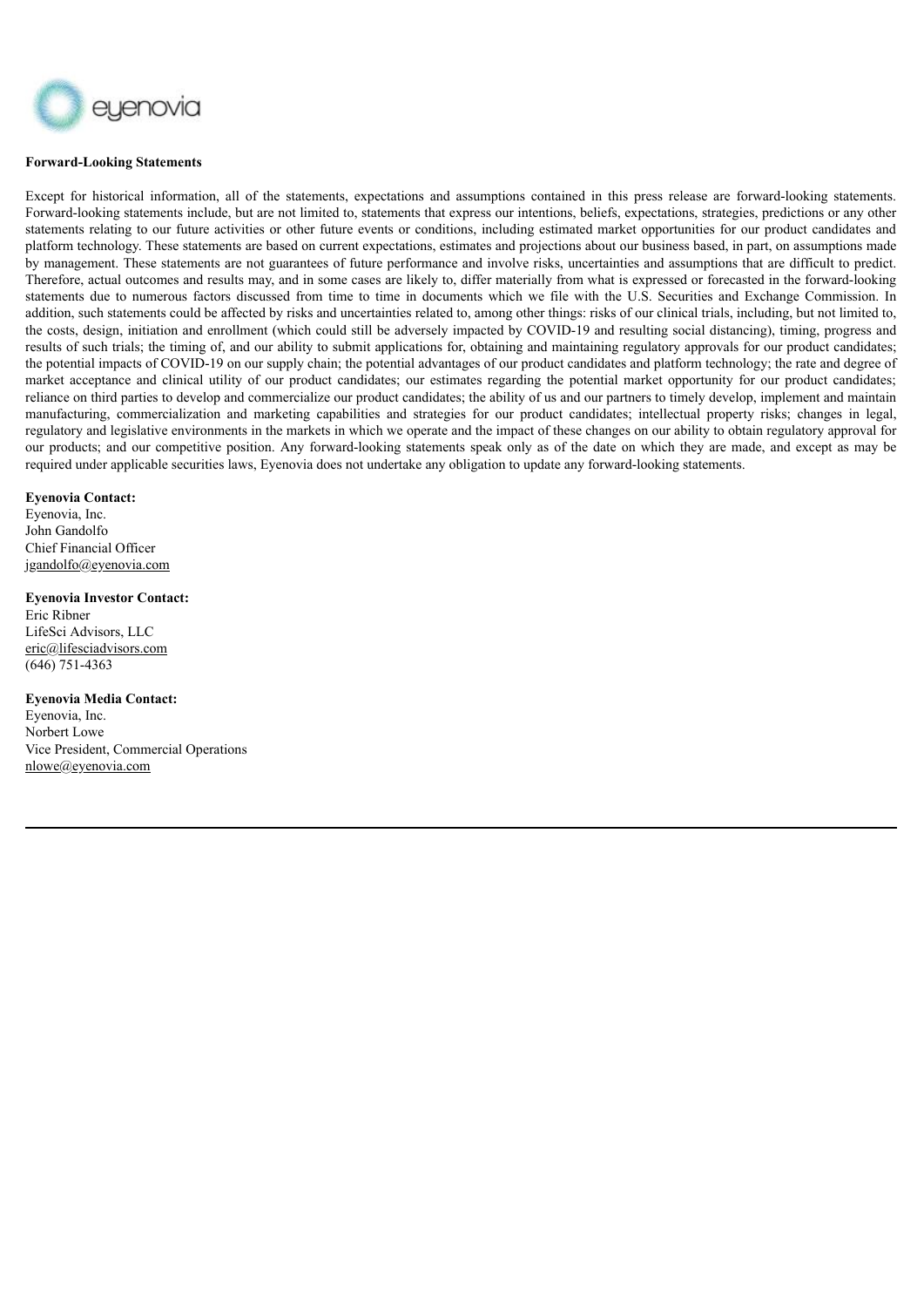**Forward-Looking Statements**

Except for historical information, all of the statements, expectations and assumptions contained in this press release are forward-looking statements. Forward-looking statements include, but are not limited to, statements that express our intentions, beliefs, expectations, strategies, predictions or any other statements relating to our future activities or other future events or conditions, including estimated market opportunities for our product candidates and platform technology. These statements are based on current expectations, estimates and projections about our business based, in part, on assumptions made by management. These statements are not guarantees of future performance and involve risks, uncertainties and assumptions that are difficult to predict. Therefore, actual outcomes and results may, and in some cases are likely to, differ materially from what is expressed or forecasted in the forward-looking statements due to numerous factors discussed from time to time in documents which we file with the U.S. Securities and Exchange Commission. In addition, such statements could be affected by risks and uncertainties related to, among other things: risks of our clinical trials, including, but not limited to, the costs, design, initiation and enrollment (which could still be adversely impacted by COVID-19 and resulting social distancing), timing, progress and results of such trials; the timing of, and our ability to submit applications for, obtaining and maintaining regulatory approvals for our product candidates; the potential impacts of COVID-19 on our supply chain; the potential advantages of our product candidates and platform technology; the rate and degree of market acceptance and clinical utility of our product candidates; our estimates regarding the potential market opportunity for our product candidates; reliance on third parties to develop and commercialize our product candidates; the ability of us and our partners to timely develop, implement and maintain manufacturing, commercialization and marketing capabilities and strategies for our product candidates; intellectual property risks; changes in legal, regulatory and legislative environments in the markets in which we operate and the impact of these changes on our ability to obtain regulatory approval for our products; and our competitive position. Any forward-looking statements speak only as of the date on which they are made, and except as may be required under applicable securities laws, Eyenovia does not undertake any obligation to update any forward-looking statements.

**Eyenovia Contact:**
Eyenovia, Inc.
John Gandolfo
Chief Financial Officer
jgandolfo@eyenovia.com

**Eyenovia Investor Contact:**
Eric Ribner
LifeSci Advisors, LLC
eric@lifesciadvisors.com
(646) 751-4363

**Eyenovia Media Contact:**
Eyenovia, Inc.
Norbert Lowe
Vice President, Commercial Operations
nlowe@eyenovia.com